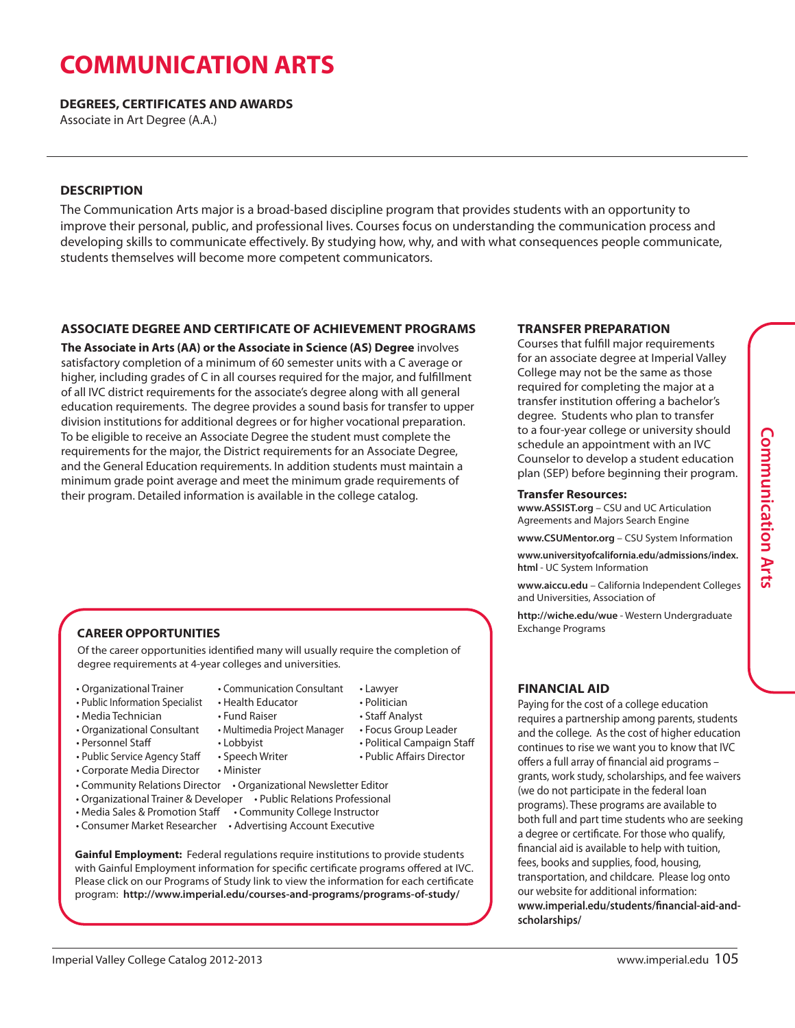# COMMUNICATION ARTS

**DEGREES, CERTIFICATES AND AWARDS**

Associate in Art Degree (A.A.)

## DESCRIPTION

The Communication Arts major is a broad-based discipline program that provides students with an opportunity to improve their personal, public, and professional lives. Courses focus on understanding the communication process and developing skills to communicate effectively. By studying how, why, and with what consequences people communicate, students themselves will become more competent communicators.

## ASSOCIATE DEGREE AND CERTIFICATE OF ACHIEVEMENT PROGRAMS

**The Associate in Arts (AA) or the Associate in Science (AS) Degree** involves satisfactory completion of a minimum of 60 semester units with a C average or higher, including grades of C in all courses required for the major, and fulfillment of all IVC district requirements for the associate's degree along with all general education requirements. The degree provides a sound basis for transfer to upper division institutions for additional degrees or for higher vocational preparation. To be eligible to receive an Associate Degree the student must complete the requirements for the major, the District requirements for an Associate Degree, and the General Education requirements. In addition students must maintain a minimum grade point average and meet the minimum grade requirements of their program. Detailed information is available in the college catalog.

## CAREER OPPORTUNITIES

Of the career opportunities identified many will usually require the completion of degree requirements at 4-year colleges and universities.

- Organizational Trainer
- Public Information Specialist
- Media Technician
- Organizational Consultant
- Personnel Staff
- Public Service Agency Staff
- Corporate Media Director
- Communication Consultant
- Health Educator
- Fund Raiser
- Multimedia Project Manager
- Lobbyist
- Speech Writer
- Minister
- Lawyer
- Politician
- Staff Analyst
- Focus Group Leader
- Political Campaign Staff
- Public Affairs Director
- Community Relations Director
- Organizational Newsletter Editor
- Organizational Trainer & Developer
- Public Relations Professional
- Media Sales & Promotion Staff
- Community College Instructor
- Consumer Market Researcher
- Advertising Account Executive

**Gainful Employment:** Federal regulations require institutions to provide students with Gainful Employment information for specific certificate programs offered at IVC. Please click on our Programs of Study link to view the information for each certificate program: **http://www.imperial.edu/courses-and-programs/programs-of-study/**

## TRANSFER PREPARATION

Courses that fulfill major requirements for an associate degree at Imperial Valley College may not be the same as those required for completing the major at a transfer institution offering a bachelor's degree. Students who plan to transfer to a four-year college or university should schedule an appointment with an IVC Counselor to develop a student education plan (SEP) before beginning their program.

**Transfer Resources:**

**www.ASSIST.org** – CSU and UC Articulation Agreements and Majors Search Engine

**www.CSUMentor.org** – CSU System Information

**www.universityofcalifornia.edu/admissions/index.html** - UC System Information

**www.aiccu.edu** – California Independent Colleges and Universities, Association of

**http://wiche.edu/wue** - Western Undergraduate Exchange Programs

## FINANCIAL AID

Paying for the cost of a college education requires a partnership among parents, students and the college. As the cost of higher education continues to rise we want you to know that IVC offers a full array of financial aid programs – grants, work study, scholarships, and fee waivers (we do not participate in the federal loan programs). These programs are available to both full and part time students who are seeking a degree or certificate. For those who qualify, financial aid is available to help with tuition, fees, books and supplies, food, housing, transportation, and childcare. Please log onto our website for additional information: **www.imperial.edu/students/financial-aid-and-scholarships/**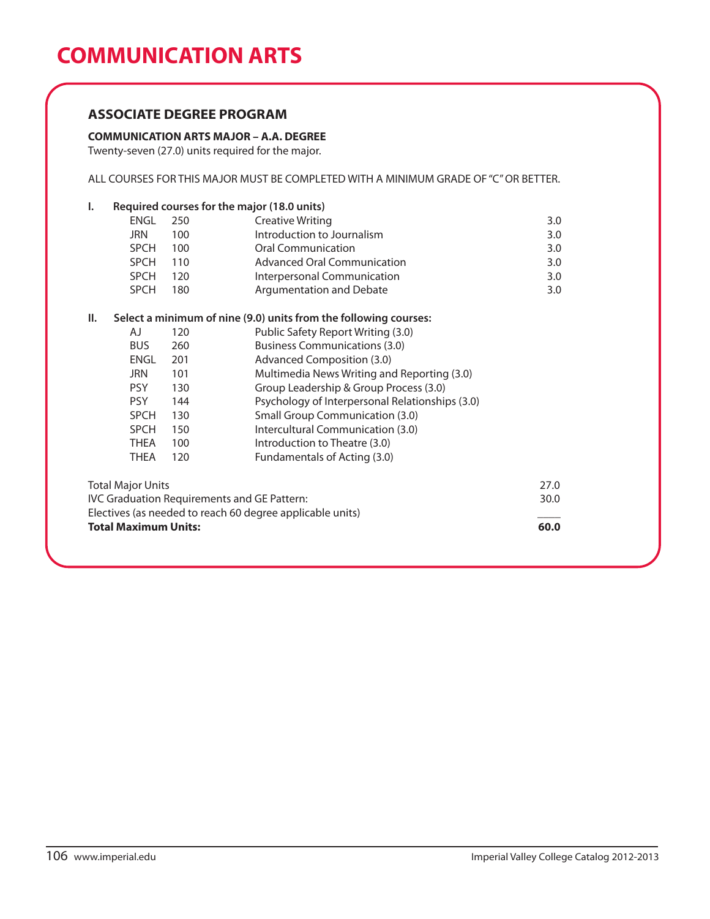# COMMUNICATION ARTS

## ASSOCIATE DEGREE PROGRAM

**COMMUNICATION ARTS MAJOR – A.A. DEGREE**

Twenty-seven (27.0) units required for the major.

ALL COURSES FOR THIS MAJOR MUST BE COMPLETED WITH A MINIMUM GRADE OF "C" OR BETTER.

**I. Required courses for the major (18.0 units)**

| | | | |
|---|---|---|---|
| ENGL | 250 | Creative Writing | 3.0 |
| JRN | 100 | Introduction to Journalism | 3.0 |
| SPCH | 100 | Oral Communication | 3.0 |
| SPCH | 110 | Advanced Oral Communication | 3.0 |
| SPCH | 120 | Interpersonal Communication | 3.0 |
| SPCH | 180 | Argumentation and Debate | 3.0 |

**II. Select a minimum of nine (9.0) units from the following courses:**

| | | |
|---|---|---|
| AJ | 120 | Public Safety Report Writing (3.0) |
| BUS | 260 | Business Communications (3.0) |
| ENGL | 201 | Advanced Composition (3.0) |
| JRN | 101 | Multimedia News Writing and Reporting (3.0) |
| PSY | 130 | Group Leadership & Group Process (3.0) |
| PSY | 144 | Psychology of Interpersonal Relationships (3.0) |
| SPCH | 130 | Small Group Communication (3.0) |
| SPCH | 150 | Intercultural Communication (3.0) |
| THEA | 100 | Introduction to Theatre (3.0) |
| THEA | 120 | Fundamentals of Acting (3.0) |

| | |
|---|---|
| Total Major Units | 27.0 |
| IVC Graduation Requirements and GE Pattern: | 30.0 |
| Electives (as needed to reach 60 degree applicable units) | |
| **Total Maximum Units:** | **60.0** |